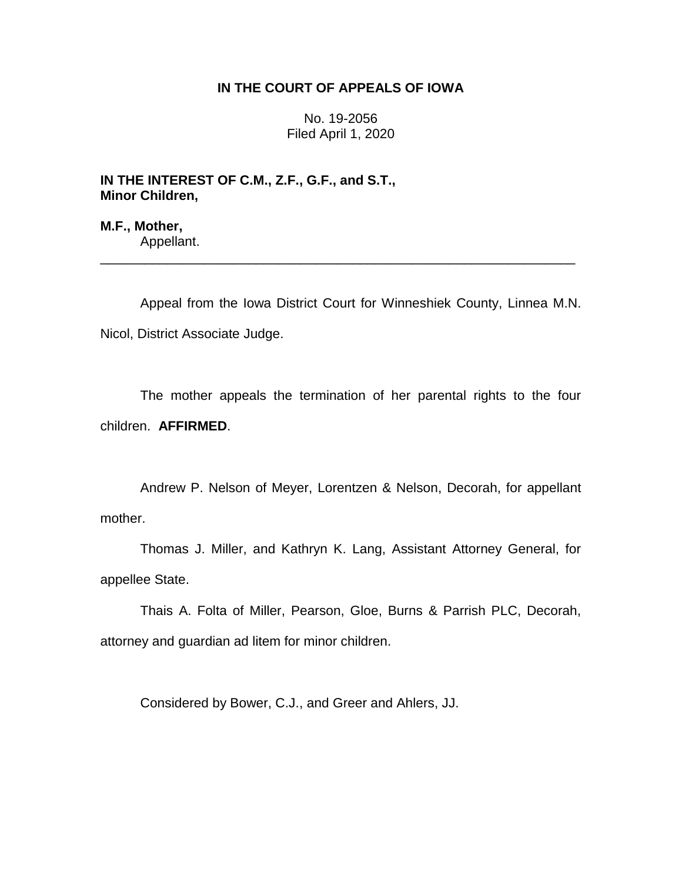**IN THE COURT OF APPEALS OF IOWA**

No. 19-2056
Filed April 1, 2020

**IN THE INTEREST OF C.M., Z.F., G.F., and S.T., Minor Children,**

**M.F., Mother,**
Appellant.

---

Appeal from the Iowa District Court for Winneshiek County, Linnea M.N. Nicol, District Associate Judge.

The mother appeals the termination of her parental rights to the four children. **AFFIRMED**.

Andrew P. Nelson of Meyer, Lorentzen & Nelson, Decorah, for appellant mother.

Thomas J. Miller, and Kathryn K. Lang, Assistant Attorney General, for appellee State.

Thais A. Folta of Miller, Pearson, Gloe, Burns & Parrish PLC, Decorah, attorney and guardian ad litem for minor children.

Considered by Bower, C.J., and Greer and Ahlers, JJ.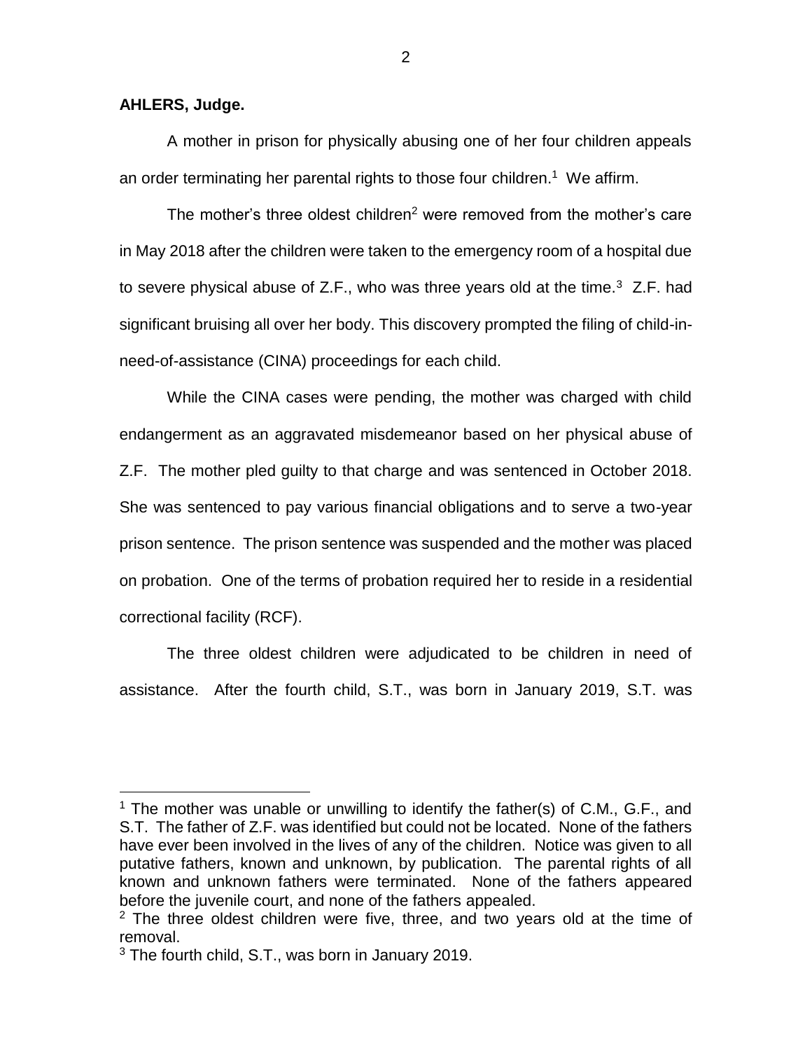**AHLERS, Judge.**

A mother in prison for physically abusing one of her four children appeals an order terminating her parental rights to those four children.[1] We affirm.

The mother's three oldest children[2] were removed from the mother's care in May 2018 after the children were taken to the emergency room of a hospital due to severe physical abuse of Z.F., who was three years old at the time.[3] Z.F. had significant bruising all over her body. This discovery prompted the filing of child-in-need-of-assistance (CINA) proceedings for each child.

While the CINA cases were pending, the mother was charged with child endangerment as an aggravated misdemeanor based on her physical abuse of Z.F. The mother pled guilty to that charge and was sentenced in October 2018. She was sentenced to pay various financial obligations and to serve a two-year prison sentence. The prison sentence was suspended and the mother was placed on probation. One of the terms of probation required her to reside in a residential correctional facility (RCF).

The three oldest children were adjudicated to be children in need of assistance. After the fourth child, S.T., was born in January 2019, S.T. was

---

[1] The mother was unable or unwilling to identify the father(s) of C.M., G.F., and S.T. The father of Z.F. was identified but could not be located. None of the fathers have ever been involved in the lives of any of the children. Notice was given to all putative fathers, known and unknown, by publication. The parental rights of all known and unknown fathers were terminated. None of the fathers appeared before the juvenile court, and none of the fathers appealed.

[2] The three oldest children were five, three, and two years old at the time of removal.

[3] The fourth child, S.T., was born in January 2019.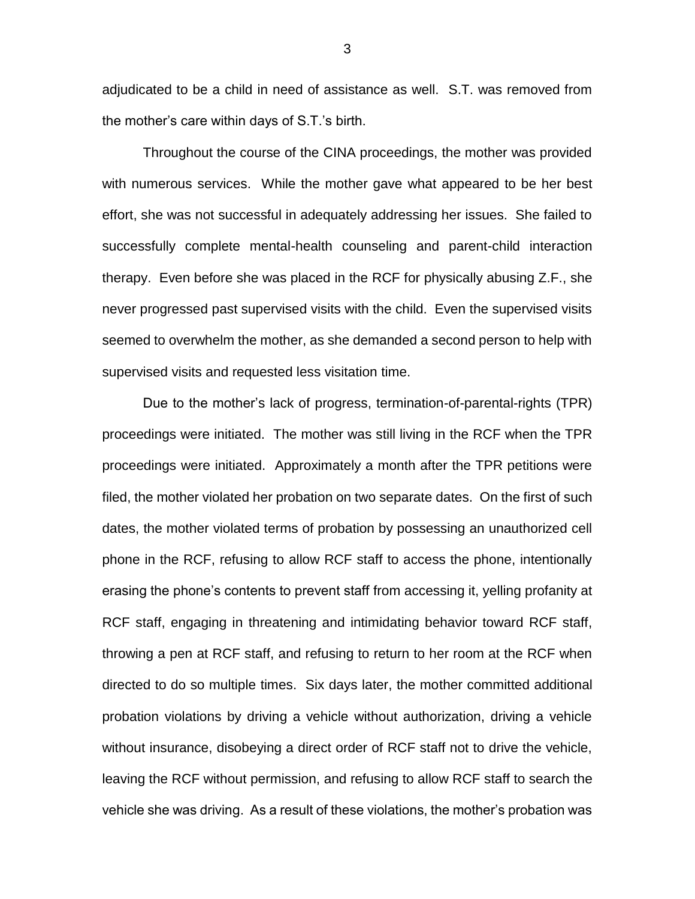adjudicated to be a child in need of assistance as well. S.T. was removed from the mother's care within days of S.T.'s birth.

Throughout the course of the CINA proceedings, the mother was provided with numerous services. While the mother gave what appeared to be her best effort, she was not successful in adequately addressing her issues. She failed to successfully complete mental-health counseling and parent-child interaction therapy. Even before she was placed in the RCF for physically abusing Z.F., she never progressed past supervised visits with the child. Even the supervised visits seemed to overwhelm the mother, as she demanded a second person to help with supervised visits and requested less visitation time.

Due to the mother's lack of progress, termination-of-parental-rights (TPR) proceedings were initiated. The mother was still living in the RCF when the TPR proceedings were initiated. Approximately a month after the TPR petitions were filed, the mother violated her probation on two separate dates. On the first of such dates, the mother violated terms of probation by possessing an unauthorized cell phone in the RCF, refusing to allow RCF staff to access the phone, intentionally erasing the phone's contents to prevent staff from accessing it, yelling profanity at RCF staff, engaging in threatening and intimidating behavior toward RCF staff, throwing a pen at RCF staff, and refusing to return to her room at the RCF when directed to do so multiple times. Six days later, the mother committed additional probation violations by driving a vehicle without authorization, driving a vehicle without insurance, disobeying a direct order of RCF staff not to drive the vehicle, leaving the RCF without permission, and refusing to allow RCF staff to search the vehicle she was driving. As a result of these violations, the mother's probation was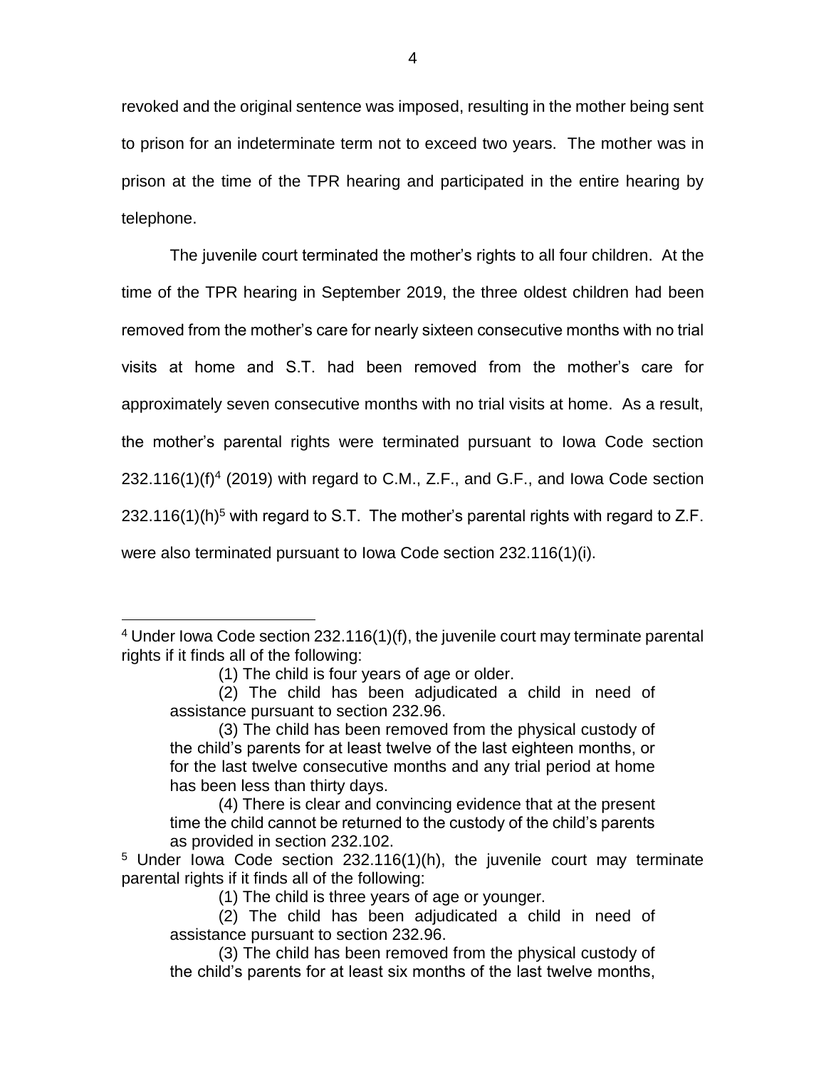revoked and the original sentence was imposed, resulting in the mother being sent to prison for an indeterminate term not to exceed two years. The mother was in prison at the time of the TPR hearing and participated in the entire hearing by telephone.

The juvenile court terminated the mother's rights to all four children. At the time of the TPR hearing in September 2019, the three oldest children had been removed from the mother's care for nearly sixteen consecutive months with no trial visits at home and S.T. had been removed from the mother's care for approximately seven consecutive months with no trial visits at home. As a result, the mother's parental rights were terminated pursuant to Iowa Code section 232.116(1)(f)[4] (2019) with regard to C.M., Z.F., and G.F., and Iowa Code section 232.116(1)(h)[5] with regard to S.T. The mother's parental rights with regard to Z.F. were also terminated pursuant to Iowa Code section 232.116(1)(i).

---

[4] Under Iowa Code section 232.116(1)(f), the juvenile court may terminate parental rights if it finds all of the following:

> (1) The child is four years of age or older.
>
> (2) The child has been adjudicated a child in need of assistance pursuant to section 232.96.
>
> (3) The child has been removed from the physical custody of the child's parents for at least twelve of the last eighteen months, or for the last twelve consecutive months and any trial period at home has been less than thirty days.
>
> (4) There is clear and convincing evidence that at the present time the child cannot be returned to the custody of the child's parents as provided in section 232.102.

[5] Under Iowa Code section 232.116(1)(h), the juvenile court may terminate parental rights if it finds all of the following:

> (1) The child is three years of age or younger.
>
> (2) The child has been adjudicated a child in need of assistance pursuant to section 232.96.
>
> (3) The child has been removed from the physical custody of the child's parents for at least six months of the last twelve months,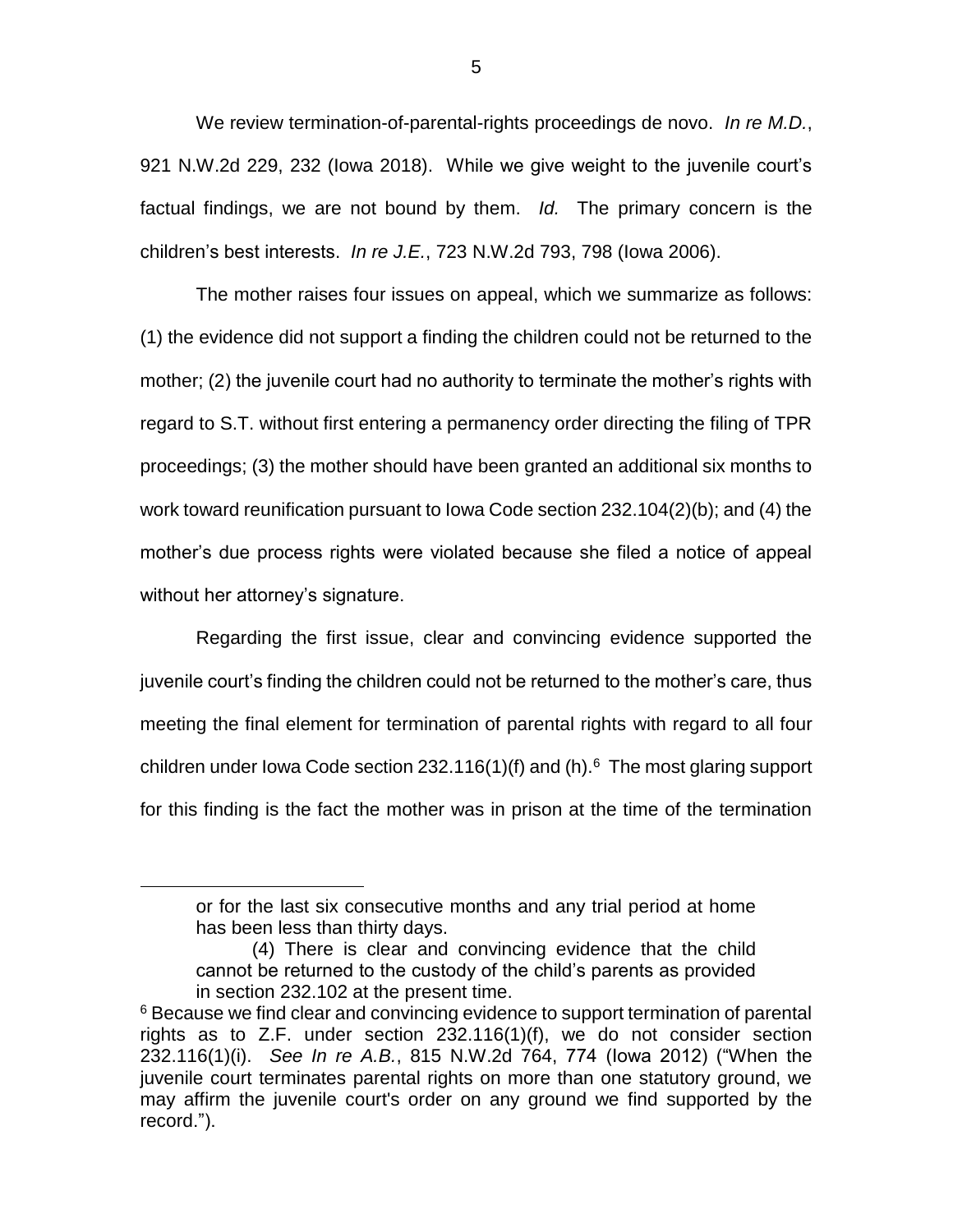We review termination-of-parental-rights proceedings de novo. *In re M.D.*, 921 N.W.2d 229, 232 (Iowa 2018). While we give weight to the juvenile court's factual findings, we are not bound by them. *Id.* The primary concern is the children's best interests. *In re J.E.*, 723 N.W.2d 793, 798 (Iowa 2006).

The mother raises four issues on appeal, which we summarize as follows: (1) the evidence did not support a finding the children could not be returned to the mother; (2) the juvenile court had no authority to terminate the mother's rights with regard to S.T. without first entering a permanency order directing the filing of TPR proceedings; (3) the mother should have been granted an additional six months to work toward reunification pursuant to Iowa Code section 232.104(2)(b); and (4) the mother's due process rights were violated because she filed a notice of appeal without her attorney's signature.

Regarding the first issue, clear and convincing evidence supported the juvenile court's finding the children could not be returned to the mother's care, thus meeting the final element for termination of parental rights with regard to all four children under Iowa Code section 232.116(1)(f) and (h).[6] The most glaring support for this finding is the fact the mother was in prison at the time of the termination

---

> or for the last six consecutive months and any trial period at home has been less than thirty days.
>
> (4) There is clear and convincing evidence that the child cannot be returned to the custody of the child's parents as provided in section 232.102 at the present time.

[6] Because we find clear and convincing evidence to support termination of parental rights as to Z.F. under section 232.116(1)(f), we do not consider section 232.116(1)(i). *See In re A.B.*, 815 N.W.2d 764, 774 (Iowa 2012) ("When the juvenile court terminates parental rights on more than one statutory ground, we may affirm the juvenile court's order on any ground we find supported by the record.").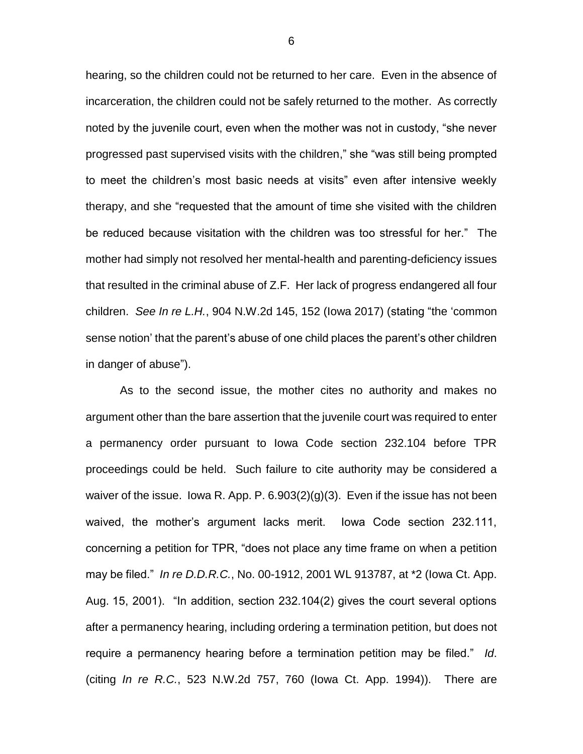hearing, so the children could not be returned to her care. Even in the absence of incarceration, the children could not be safely returned to the mother. As correctly noted by the juvenile court, even when the mother was not in custody, "she never progressed past supervised visits with the children," she "was still being prompted to meet the children's most basic needs at visits" even after intensive weekly therapy, and she "requested that the amount of time she visited with the children be reduced because visitation with the children was too stressful for her." The mother had simply not resolved her mental-health and parenting-deficiency issues that resulted in the criminal abuse of Z.F. Her lack of progress endangered all four children. *See In re L.H.*, 904 N.W.2d 145, 152 (Iowa 2017) (stating "the 'common sense notion' that the parent's abuse of one child places the parent's other children in danger of abuse").

As to the second issue, the mother cites no authority and makes no argument other than the bare assertion that the juvenile court was required to enter a permanency order pursuant to Iowa Code section 232.104 before TPR proceedings could be held. Such failure to cite authority may be considered a waiver of the issue. Iowa R. App. P. 6.903(2)(g)(3). Even if the issue has not been waived, the mother's argument lacks merit. Iowa Code section 232.111, concerning a petition for TPR, "does not place any time frame on when a petition may be filed." *In re D.D.R.C.*, No. 00-1912, 2001 WL 913787, at *2 (Iowa Ct. App. Aug. 15, 2001). "In addition, section 232.104(2) gives the court several options after a permanency hearing, including ordering a termination petition, but does not require a permanency hearing before a termination petition may be filed." *Id*. (citing *In re R.C.*, 523 N.W.2d 757, 760 (Iowa Ct. App. 1994)). There are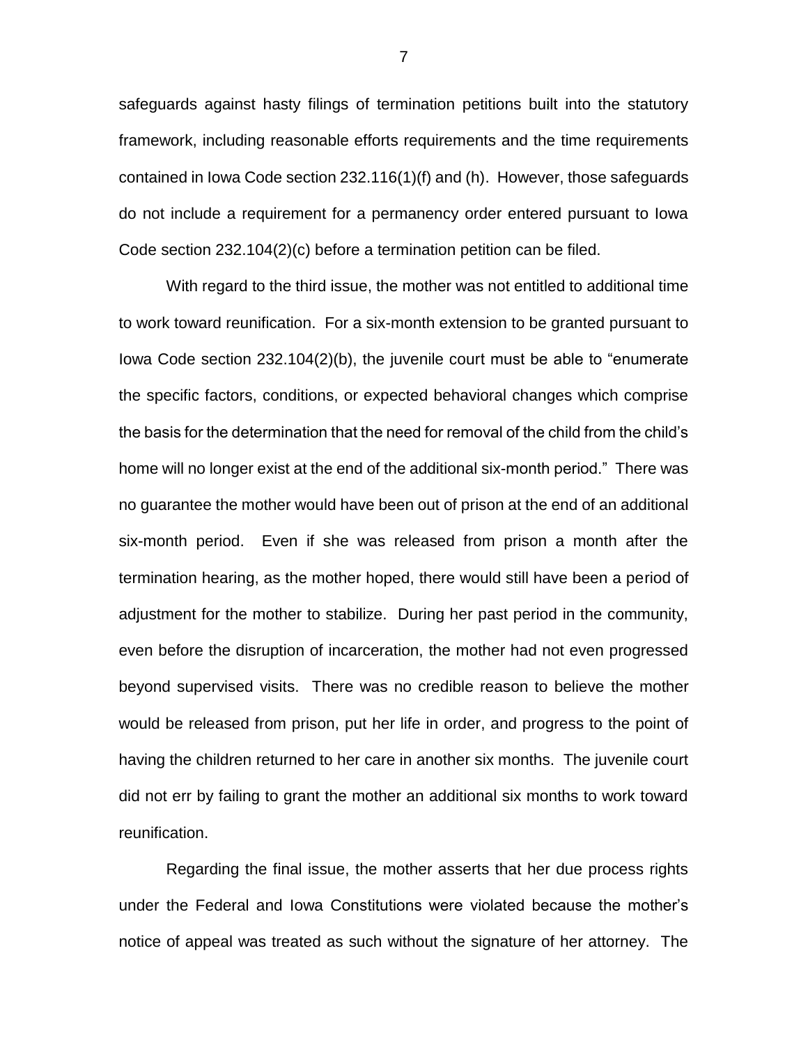safeguards against hasty filings of termination petitions built into the statutory framework, including reasonable efforts requirements and the time requirements contained in Iowa Code section 232.116(1)(f) and (h). However, those safeguards do not include a requirement for a permanency order entered pursuant to Iowa Code section 232.104(2)(c) before a termination petition can be filed.

With regard to the third issue, the mother was not entitled to additional time to work toward reunification. For a six-month extension to be granted pursuant to Iowa Code section 232.104(2)(b), the juvenile court must be able to "enumerate the specific factors, conditions, or expected behavioral changes which comprise the basis for the determination that the need for removal of the child from the child's home will no longer exist at the end of the additional six-month period." There was no guarantee the mother would have been out of prison at the end of an additional six-month period. Even if she was released from prison a month after the termination hearing, as the mother hoped, there would still have been a period of adjustment for the mother to stabilize. During her past period in the community, even before the disruption of incarceration, the mother had not even progressed beyond supervised visits. There was no credible reason to believe the mother would be released from prison, put her life in order, and progress to the point of having the children returned to her care in another six months. The juvenile court did not err by failing to grant the mother an additional six months to work toward reunification.

Regarding the final issue, the mother asserts that her due process rights under the Federal and Iowa Constitutions were violated because the mother's notice of appeal was treated as such without the signature of her attorney. The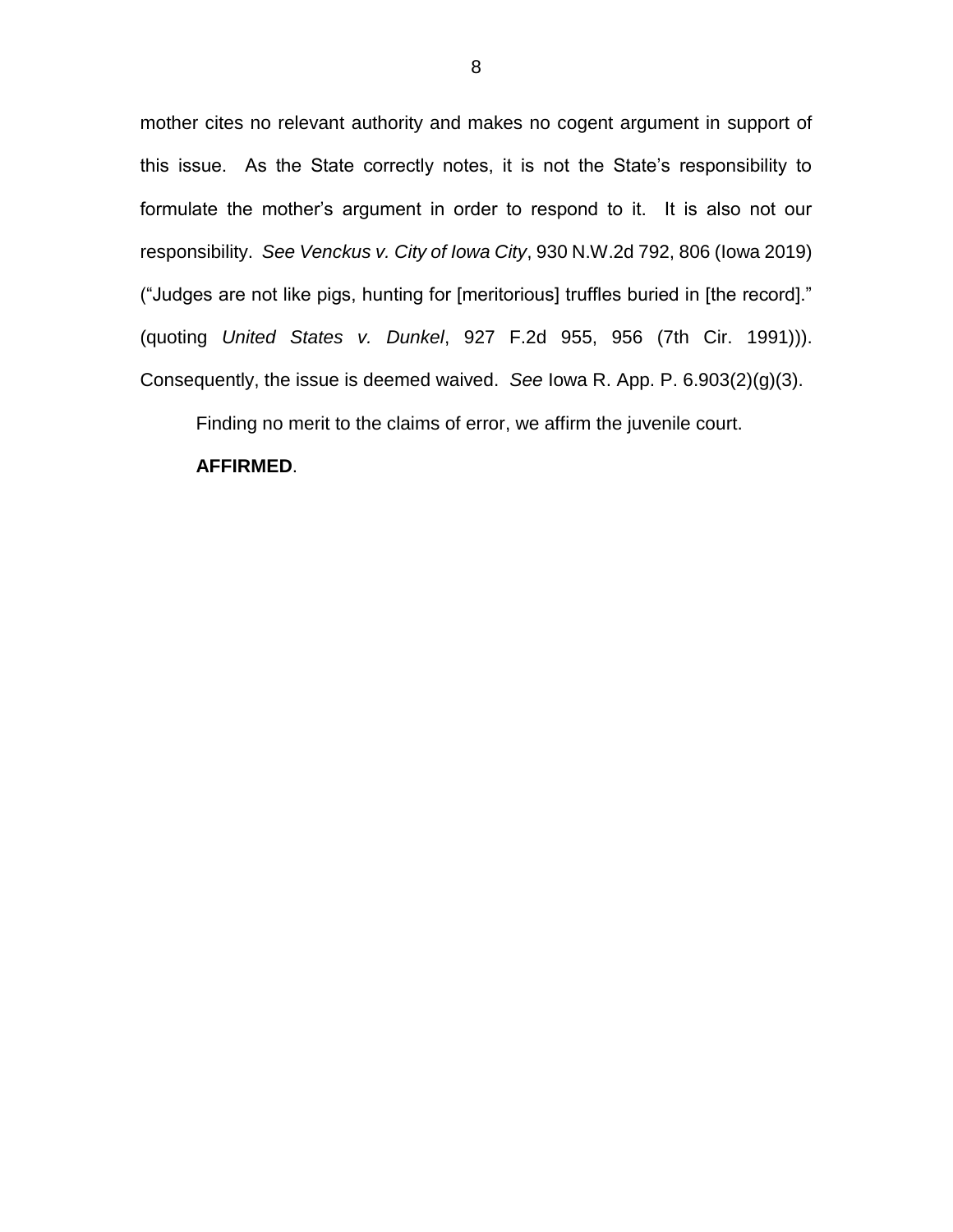mother cites no relevant authority and makes no cogent argument in support of this issue. As the State correctly notes, it is not the State's responsibility to formulate the mother's argument in order to respond to it. It is also not our responsibility. *See Venckus v. City of Iowa City*, 930 N.W.2d 792, 806 (Iowa 2019) ("Judges are not like pigs, hunting for [meritorious] truffles buried in [the record]." (quoting *United States v. Dunkel*, 927 F.2d 955, 956 (7th Cir. 1991))). Consequently, the issue is deemed waived. *See* Iowa R. App. P. 6.903(2)(g)(3).

Finding no merit to the claims of error, we affirm the juvenile court.

**AFFIRMED**.